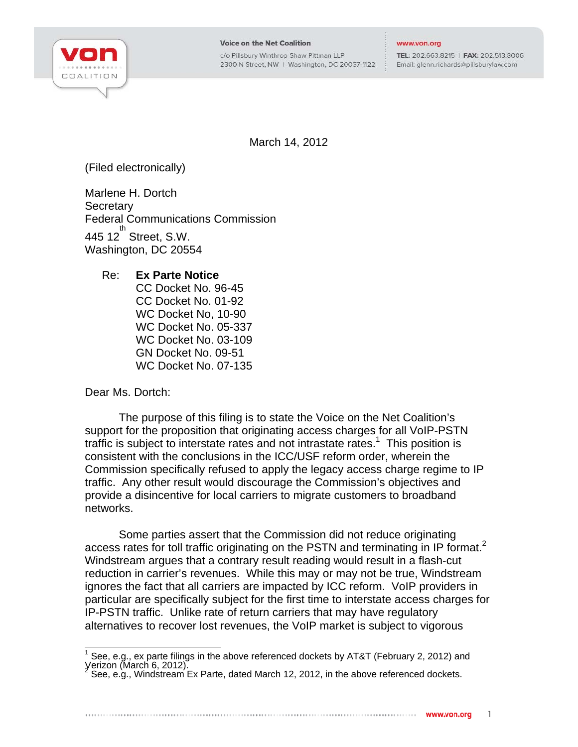Voice on the Net Coalition
c/o Pillsbury Winthrop Shaw Pittman LLP
2300 N Street, NW | Washington, DC 20037-1122

www.von.org
TEL: 202.663.8215 | FAX: 202.513.8006
Email: glenn.richards@pillsburylaw.com

March 14, 2012

(Filed electronically)

Marlene H. Dortch
Secretary
Federal Communications Commission
445 12th Street, S.W.
Washington, DC 20554

Re: **Ex Parte Notice**
CC Docket No. 96-45
CC Docket No. 01-92
WC Docket No, 10-90
WC Docket No. 05-337
WC Docket No. 03-109
GN Docket No. 09-51
WC Docket No. 07-135

Dear Ms. Dortch:

The purpose of this filing is to state the Voice on the Net Coalition's support for the proposition that originating access charges for all VoIP-PSTN traffic is subject to interstate rates and not intrastate rates.[1] This position is consistent with the conclusions in the ICC/USF reform order, wherein the Commission specifically refused to apply the legacy access charge regime to IP traffic. Any other result would discourage the Commission's objectives and provide a disincentive for local carriers to migrate customers to broadband networks.

Some parties assert that the Commission did not reduce originating access rates for toll traffic originating on the PSTN and terminating in IP format.[2] Windstream argues that a contrary result reading would result in a flash-cut reduction in carrier's revenues. While this may or may not be true, Windstream ignores the fact that all carriers are impacted by ICC reform. VoIP providers in particular are specifically subject for the first time to interstate access charges for IP-PSTN traffic. Unlike rate of return carriers that may have regulatory alternatives to recover lost revenues, the VoIP market is subject to vigorous

[1] See, e.g., ex parte filings in the above referenced dockets by AT&T (February 2, 2012) and Verizon (March 6, 2012).
[2] See, e.g., Windstream Ex Parte, dated March 12, 2012, in the above referenced dockets.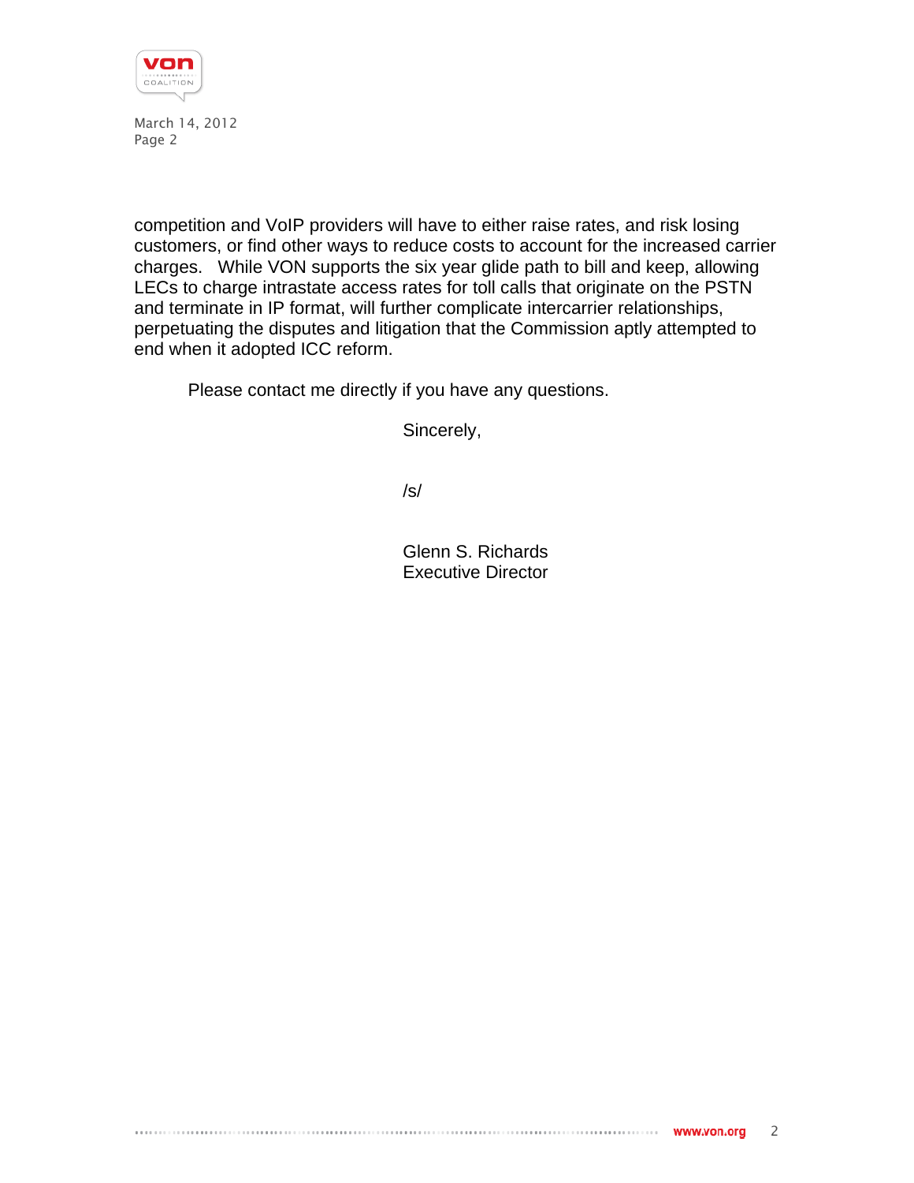competition and VoIP providers will have to either raise rates, and risk losing customers, or find other ways to reduce costs to account for the increased carrier charges. While VON supports the six year glide path to bill and keep, allowing LECs to charge intrastate access rates for toll calls that originate on the PSTN and terminate in IP format, will further complicate intercarrier relationships, perpetuating the disputes and litigation that the Commission aptly attempted to end when it adopted ICC reform.

Please contact me directly if you have any questions.

Sincerely,

/s/

Glenn S. Richards
Executive Director